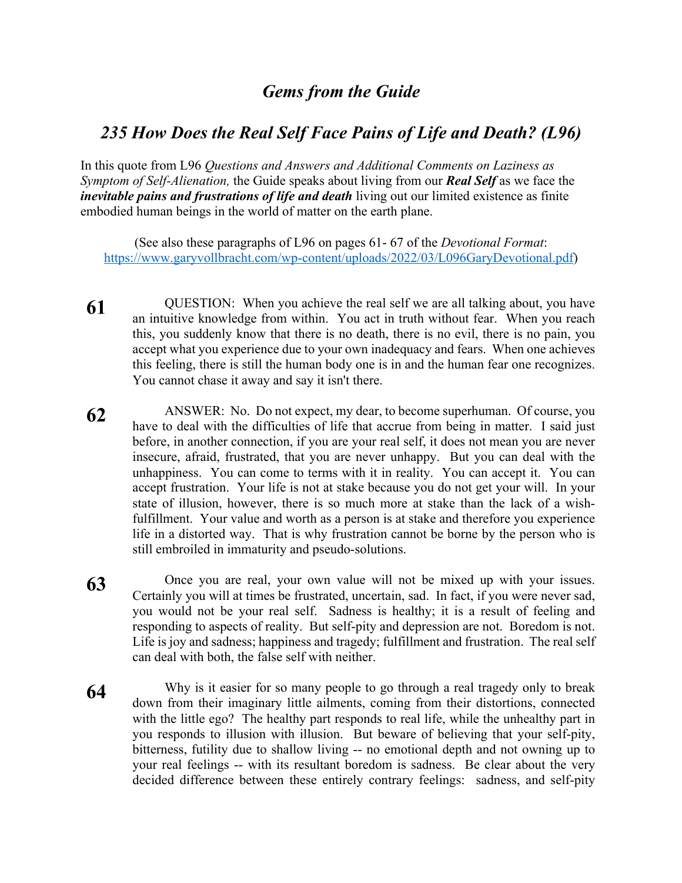# *Gems from the Guide*

## *235 How Does the Real Self Face Pains of Life and Death? (L96)*

In this quote from L96 *Questions and Answers and Additional Comments on Laziness as Symptom of Self-Alienation,* the Guide speaks about living from our ***Real Self*** as we face the ***inevitable pains and frustrations of life and death*** living out our limited existence as finite embodied human beings in the world of matter on the earth plane.

(See also these paragraphs of L96 on pages 61- 67 of the *Devotional Format*: https://www.garyvollbracht.com/wp-content/uploads/2022/03/L096GaryDevotional.pdf)

**61** QUESTION: When you achieve the real self we are all talking about, you have an intuitive knowledge from within. You act in truth without fear. When you reach this, you suddenly know that there is no death, there is no evil, there is no pain, you accept what you experience due to your own inadequacy and fears. When one achieves this feeling, there is still the human body one is in and the human fear one recognizes. You cannot chase it away and say it isn't there.

**62** ANSWER: No. Do not expect, my dear, to become superhuman. Of course, you have to deal with the difficulties of life that accrue from being in matter. I said just before, in another connection, if you are your real self, it does not mean you are never insecure, afraid, frustrated, that you are never unhappy. But you can deal with the unhappiness. You can come to terms with it in reality. You can accept it. You can accept frustration. Your life is not at stake because you do not get your will. In your state of illusion, however, there is so much more at stake than the lack of a wish-fulfillment. Your value and worth as a person is at stake and therefore you experience life in a distorted way. That is why frustration cannot be borne by the person who is still embroiled in immaturity and pseudo-solutions.

**63** Once you are real, your own value will not be mixed up with your issues. Certainly you will at times be frustrated, uncertain, sad. In fact, if you were never sad, you would not be your real self. Sadness is healthy; it is a result of feeling and responding to aspects of reality. But self-pity and depression are not. Boredom is not. Life is joy and sadness; happiness and tragedy; fulfillment and frustration. The real self can deal with both, the false self with neither.

**64** Why is it easier for so many people to go through a real tragedy only to break down from their imaginary little ailments, coming from their distortions, connected with the little ego? The healthy part responds to real life, while the unhealthy part in you responds to illusion with illusion. But beware of believing that your self-pity, bitterness, futility due to shallow living -- no emotional depth and not owning up to your real feelings -- with its resultant boredom is sadness. Be clear about the very decided difference between these entirely contrary feelings: sadness, and self-pity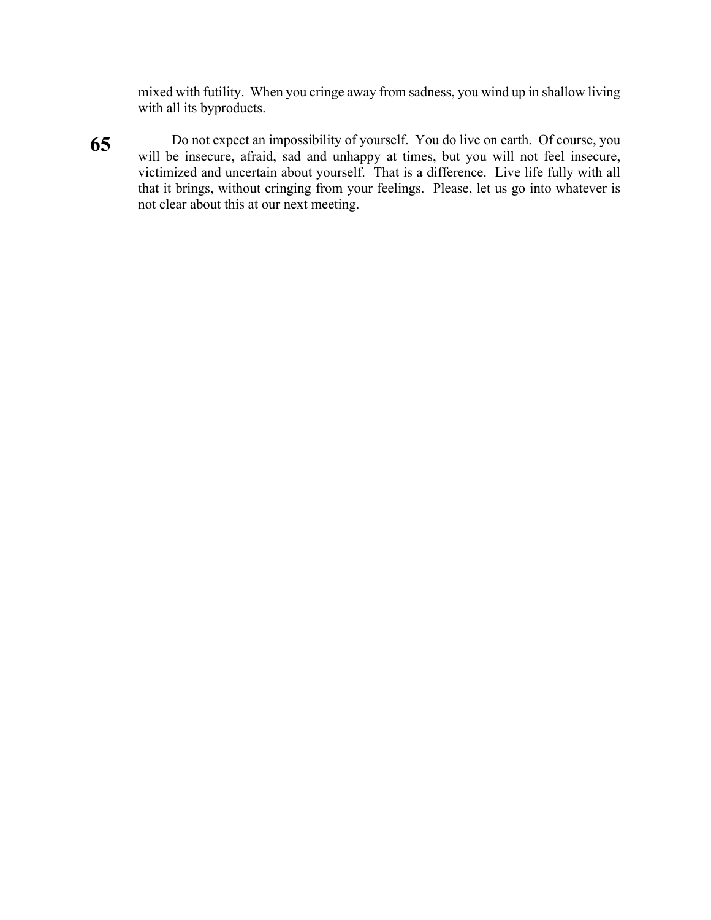mixed with futility. When you cringe away from sadness, you wind up in shallow living with all its byproducts.

**65** Do not expect an impossibility of yourself. You do live on earth. Of course, you will be insecure, afraid, sad and unhappy at times, but you will not feel insecure, victimized and uncertain about yourself. That is a difference. Live life fully with all that it brings, without cringing from your feelings. Please, let us go into whatever is not clear about this at our next meeting.